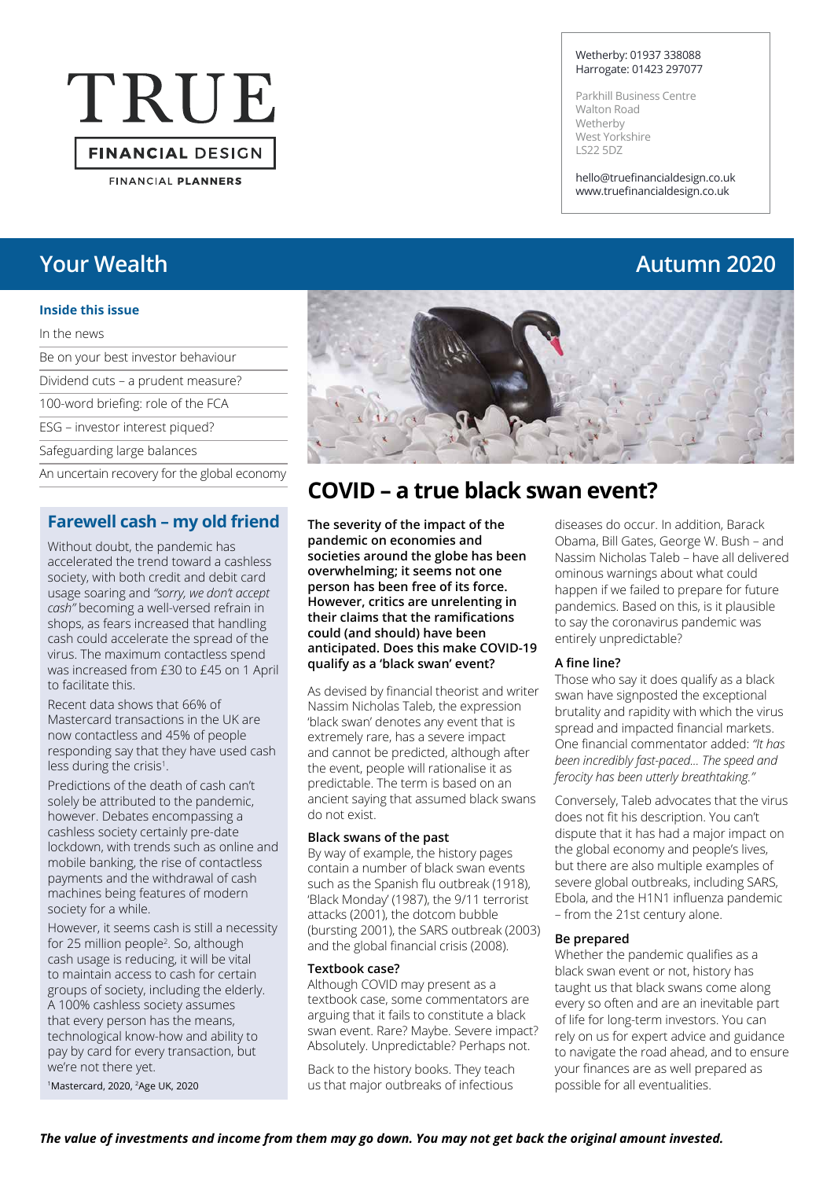# TRUE FINANCIAL DESIGN

FINANCIAL PLANNERS

Wetherby: 01937 338088
Harrogate: 01423 297077

Parkhill Business Centre
Walton Road
Wetherby
West Yorkshire
LS22 5DZ

hello@truefinancialdesign.co.uk
www.truefinancialdesign.co.uk

## Your Wealth — Autumn 2020

**Inside this issue**

- In the news
- Be on your best investor behaviour
- Dividend cuts – a prudent measure?
- 100-word briefing: role of the FCA
- ESG – investor interest piqued?
- Safeguarding large balances
- An uncertain recovery for the global economy

## Farewell cash – my old friend

Without doubt, the pandemic has accelerated the trend toward a cashless society, with both credit and debit card usage soaring and *"sorry, we don't accept cash"* becoming a well-versed refrain in shops, as fears increased that handling cash could accelerate the spread of the virus. The maximum contactless spend was increased from £30 to £45 on 1 April to facilitate this.

Recent data shows that 66% of Mastercard transactions in the UK are now contactless and 45% of people responding say that they have used cash less during the crisis[1].

Predictions of the death of cash can't solely be attributed to the pandemic, however. Debates encompassing a cashless society certainly pre-date lockdown, with trends such as online and mobile banking, the rise of contactless payments and the withdrawal of cash machines being features of modern society for a while.

However, it seems cash is still a necessity for 25 million people[2]. So, although cash usage is reducing, it will be vital to maintain access to cash for certain groups of society, including the elderly. A 100% cashless society assumes that every person has the means, technological know-how and ability to pay by card for every transaction, but we're not there yet.

[1]Mastercard, 2020, [2]Age UK, 2020

## COVID – a true black swan event?

**The severity of the impact of the pandemic on economies and societies around the globe has been overwhelming; it seems not one person has been free of its force. However, critics are unrelenting in their claims that the ramifications could (and should) have been anticipated. Does this make COVID-19 qualify as a 'black swan' event?**

As devised by financial theorist and writer Nassim Nicholas Taleb, the expression 'black swan' denotes any event that is extremely rare, has a severe impact and cannot be predicted, although after the event, people will rationalise it as predictable. The term is based on an ancient saying that assumed black swans do not exist.

### Black swans of the past

By way of example, the history pages contain a number of black swan events such as the Spanish flu outbreak (1918), 'Black Monday' (1987), the 9/11 terrorist attacks (2001), the dotcom bubble (bursting 2001), the SARS outbreak (2003) and the global financial crisis (2008).

### Textbook case?

Although COVID may present as a textbook case, some commentators are arguing that it fails to constitute a black swan event. Rare? Maybe. Severe impact? Absolutely. Unpredictable? Perhaps not.

Back to the history books. They teach us that major outbreaks of infectious diseases do occur. In addition, Barack Obama, Bill Gates, George W. Bush – and Nassim Nicholas Taleb – have all delivered ominous warnings about what could happen if we failed to prepare for future pandemics. Based on this, is it plausible to say the coronavirus pandemic was entirely unpredictable?

### A fine line?

Those who say it does qualify as a black swan have signposted the exceptional brutality and rapidity with which the virus spread and impacted financial markets. One financial commentator added: *"It has been incredibly fast-paced... The speed and ferocity has been utterly breathtaking."*

Conversely, Taleb advocates that the virus does not fit his description. You can't dispute that it has had a major impact on the global economy and people's lives, but there are also multiple examples of severe global outbreaks, including SARS, Ebola, and the H1N1 influenza pandemic – from the 21st century alone.

### Be prepared

Whether the pandemic qualifies as a black swan event or not, history has taught us that black swans come along every so often and are an inevitable part of life for long-term investors. You can rely on us for expert advice and guidance to navigate the road ahead, and to ensure your finances are as well prepared as possible for all eventualities.

***The value of investments and income from them may go down. You may not get back the original amount invested.***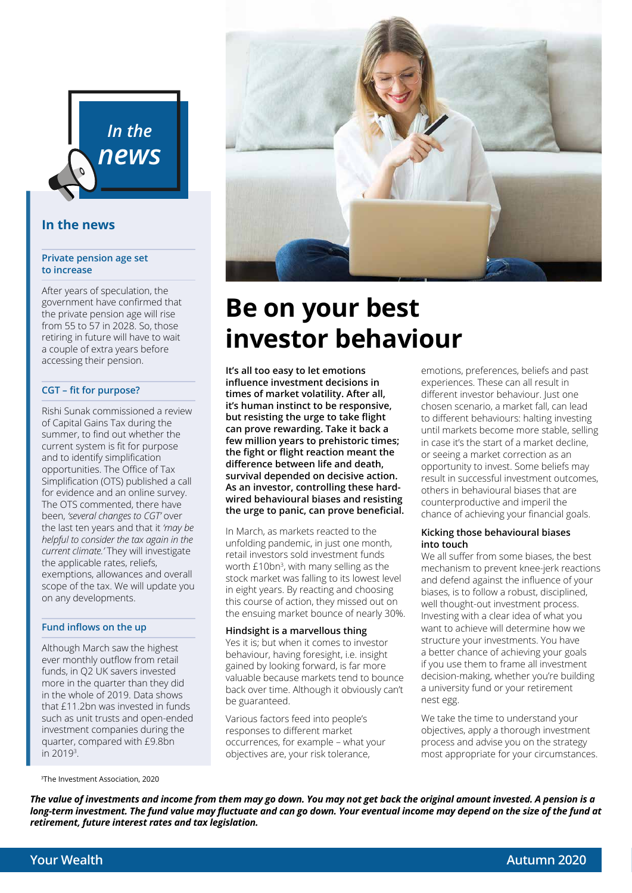## In the news

### Private pension age set to increase

After years of speculation, the government have confirmed that the private pension age will rise from 55 to 57 in 2028. So, those retiring in future will have to wait a couple of extra years before accessing their pension.

### CGT – fit for purpose?

Rishi Sunak commissioned a review of Capital Gains Tax during the summer, to find out whether the current system is fit for purpose and to identify simplification opportunities. The Office of Tax Simplification (OTS) published a call for evidence and an online survey. The OTS commented, there have been, *'several changes to CGT'* over the last ten years and that it *'may be helpful to consider the tax again in the current climate.'* They will investigate the applicable rates, reliefs, exemptions, allowances and overall scope of the tax. We will update you on any developments.

### Fund inflows on the up

Although March saw the highest ever monthly outflow from retail funds, in Q2 UK savers invested more in the quarter than they did in the whole of 2019. Data shows that £11.2bn was invested in funds such as unit trusts and open-ended investment companies during the quarter, compared with £9.8bn in 2019[3].

[3]The Investment Association, 2020

# Be on your best investor behaviour

**It's all too easy to let emotions influence investment decisions in times of market volatility. After all, it's human instinct to be responsive, but resisting the urge to take flight can prove rewarding. Take it back a few million years to prehistoric times; the fight or flight reaction meant the difference between life and death, survival depended on decisive action. As an investor, controlling these hard-wired behavioural biases and resisting the urge to panic, can prove beneficial.**

In March, as markets reacted to the unfolding pandemic, in just one month, retail investors sold investment funds worth £10bn[3], with many selling as the stock market was falling to its lowest level in eight years. By reacting and choosing this course of action, they missed out on the ensuing market bounce of nearly 30%.

### Hindsight is a marvellous thing

Yes it is; but when it comes to investor behaviour, having foresight, i.e. insight gained by looking forward, is far more valuable because markets tend to bounce back over time. Although it obviously can't be guaranteed.

Various factors feed into people's responses to different market occurrences, for example – what your objectives are, your risk tolerance, emotions, preferences, beliefs and past experiences. These can all result in different investor behaviour. Just one chosen scenario, a market fall, can lead to different behaviours: halting investing until markets become more stable, selling in case it's the start of a market decline, or seeing a market correction as an opportunity to invest. Some beliefs may result in successful investment outcomes, others in behavioural biases that are counterproductive and imperil the chance of achieving your financial goals.

### Kicking those behavioural biases into touch

We all suffer from some biases, the best mechanism to prevent knee-jerk reactions and defend against the influence of your biases, is to follow a robust, disciplined, well thought-out investment process. Investing with a clear idea of what you want to achieve will determine how we structure your investments. You have a better chance of achieving your goals if you use them to frame all investment decision-making, whether you're building a university fund or your retirement nest egg.

We take the time to understand your objectives, apply a thorough investment process and advise you on the strategy most appropriate for your circumstances.

***The value of investments and income from them may go down. You may not get back the original amount invested. A pension is a long-term investment. The fund value may fluctuate and can go down. Your eventual income may depend on the size of the fund at retirement, future interest rates and tax legislation.***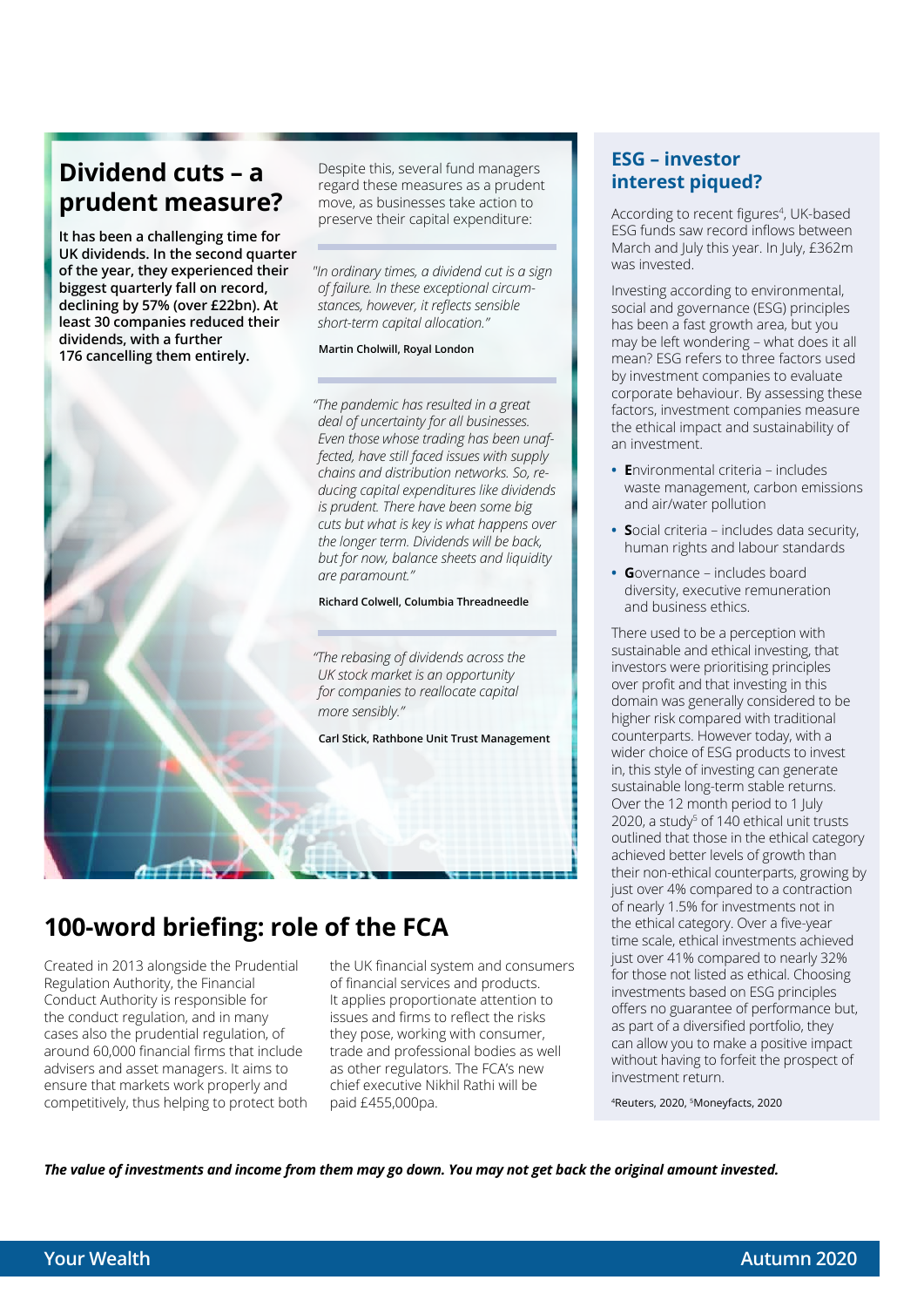## Dividend cuts – a prudent measure?

**It has been a challenging time for UK dividends. In the second quarter of the year, they experienced their biggest quarterly fall on record, declining by 57% (over £22bn). At least 30 companies reduced their dividends, with a further 176 cancelling them entirely.**

Despite this, several fund managers regard these measures as a prudent move, as businesses take action to preserve their capital expenditure:

*"In ordinary times, a dividend cut is a sign of failure. In these exceptional circumstances, however, it reflects sensible short-term capital allocation."*

**Martin Cholwill, Royal London**

*"The pandemic has resulted in a great deal of uncertainty for all businesses. Even those whose trading has been unaffected, have still faced issues with supply chains and distribution networks. So, reducing capital expenditures like dividends is prudent. There have been some big cuts but what is key is what happens over the longer term. Dividends will be back, but for now, balance sheets and liquidity are paramount."*

**Richard Colwell, Columbia Threadneedle**

*"The rebasing of dividends across the UK stock market is an opportunity for companies to reallocate capital more sensibly."*

**Carl Stick, Rathbone Unit Trust Management**

## 100-word briefing: role of the FCA

Created in 2013 alongside the Prudential Regulation Authority, the Financial Conduct Authority is responsible for the conduct regulation, and in many cases also the prudential regulation, of around 60,000 financial firms that include advisers and asset managers. It aims to ensure that markets work properly and competitively, thus helping to protect both the UK financial system and consumers of financial services and products. It applies proportionate attention to issues and firms to reflect the risks they pose, working with consumer, trade and professional bodies as well as other regulators. The FCA's new chief executive Nikhil Rathi will be paid £455,000pa.

## ESG – investor interest piqued?

According to recent figures[4], UK-based ESG funds saw record inflows between March and July this year. In July, £362m was invested.

Investing according to environmental, social and governance (ESG) principles has been a fast growth area, but you may be left wondering – what does it all mean? ESG refers to three factors used by investment companies to evaluate corporate behaviour. By assessing these factors, investment companies measure the ethical impact and sustainability of an investment.

- **E**nvironmental criteria – includes waste management, carbon emissions and air/water pollution
- **S**ocial criteria – includes data security, human rights and labour standards
- **G**overnance – includes board diversity, executive remuneration and business ethics.

There used to be a perception with sustainable and ethical investing, that investors were prioritising principles over profit and that investing in this domain was generally considered to be higher risk compared with traditional counterparts. However today, with a wider choice of ESG products to invest in, this style of investing can generate sustainable long-term stable returns. Over the 12 month period to 1 July 2020, a study[5] of 140 ethical unit trusts outlined that those in the ethical category achieved better levels of growth than their non-ethical counterparts, growing by just over 4% compared to a contraction of nearly 1.5% for investments not in the ethical category. Over a five-year time scale, ethical investments achieved just over 41% compared to nearly 32% for those not listed as ethical. Choosing investments based on ESG principles offers no guarantee of performance but, as part of a diversified portfolio, they can allow you to make a positive impact without having to forfeit the prospect of investment return.

[4]Reuters, 2020, [5]Moneyfacts, 2020

***The value of investments and income from them may go down. You may not get back the original amount invested.***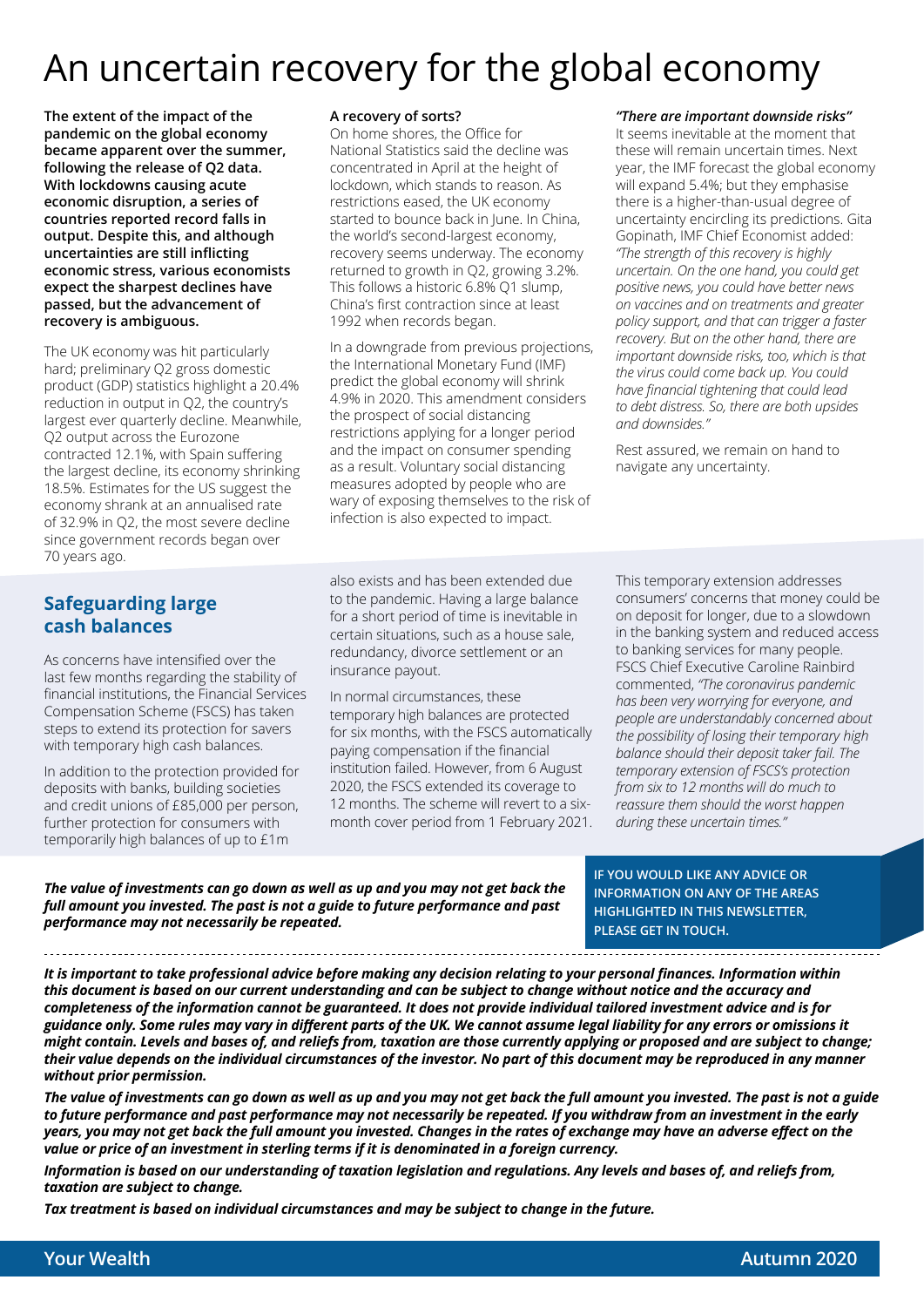# An uncertain recovery for the global economy

**The extent of the impact of the pandemic on the global economy became apparent over the summer, following the release of Q2 data. With lockdowns causing acute economic disruption, a series of countries reported record falls in output. Despite this, and although uncertainties are still inflicting economic stress, various economists expect the sharpest declines have passed, but the advancement of recovery is ambiguous.**

The UK economy was hit particularly hard; preliminary Q2 gross domestic product (GDP) statistics highlight a 20.4% reduction in output in Q2, the country's largest ever quarterly decline. Meanwhile, Q2 output across the Eurozone contracted 12.1%, with Spain suffering the largest decline, its economy shrinking 18.5%. Estimates for the US suggest the economy shrank at an annualised rate of 32.9% in Q2, the most severe decline since government records began over 70 years ago.

**A recovery of sorts?**

On home shores, the Office for National Statistics said the decline was concentrated in April at the height of lockdown, which stands to reason. As restrictions eased, the UK economy started to bounce back in June. In China, the world's second-largest economy, recovery seems underway. The economy returned to growth in Q2, growing 3.2%. This follows a historic 6.8% Q1 slump, China's first contraction since at least 1992 when records began.

In a downgrade from previous projections, the International Monetary Fund (IMF) predict the global economy will shrink 4.9% in 2020. This amendment considers the prospect of social distancing restrictions applying for a longer period and the impact on consumer spending as a result. Voluntary social distancing measures adopted by people who are wary of exposing themselves to the risk of infection is also expected to impact.

***"There are important downside risks"***

It seems inevitable at the moment that these will remain uncertain times. Next year, the IMF forecast the global economy will expand 5.4%; but they emphasise there is a higher-than-usual degree of uncertainty encircling its predictions. Gita Gopinath, IMF Chief Economist added: *"The strength of this recovery is highly uncertain. On the one hand, you could get positive news, you could have better news on vaccines and on treatments and greater policy support, and that can trigger a faster recovery. But on the other hand, there are important downside risks, too, which is that the virus could come back up. You could have financial tightening that could lead to debt distress. So, there are both upsides and downsides."*

Rest assured, we remain on hand to navigate any uncertainty.

## Safeguarding large cash balances

As concerns have intensified over the last few months regarding the stability of financial institutions, the Financial Services Compensation Scheme (FSCS) has taken steps to extend its protection for savers with temporary high cash balances.

In addition to the protection provided for deposits with banks, building societies and credit unions of £85,000 per person, further protection for consumers with temporarily high balances of up to £1m also exists and has been extended due to the pandemic. Having a large balance for a short period of time is inevitable in certain situations, such as a house sale, redundancy, divorce settlement or an insurance payout.

In normal circumstances, these temporary high balances are protected for six months, with the FSCS automatically paying compensation if the financial institution failed. However, from 6 August 2020, the FSCS extended its coverage to 12 months. The scheme will revert to a six-month cover period from 1 February 2021.

This temporary extension addresses consumers' concerns that money could be on deposit for longer, due to a slowdown in the banking system and reduced access to banking services for many people. FSCS Chief Executive Caroline Rainbird commented, *"The coronavirus pandemic has been very worrying for everyone, and people are understandably concerned about the possibility of losing their temporary high balance should their deposit taker fail. The temporary extension of FSCS's protection from six to 12 months will do much to reassure them should the worst happen during these uncertain times."*

***The value of investments can go down as well as up and you may not get back the full amount you invested. The past is not a guide to future performance and past performance may not necessarily be repeated.***

**IF YOU WOULD LIKE ANY ADVICE OR INFORMATION ON ANY OF THE AREAS HIGHLIGHTED IN THIS NEWSLETTER, PLEASE GET IN TOUCH.**

***It is important to take professional advice before making any decision relating to your personal finances. Information within this document is based on our current understanding and can be subject to change without notice and the accuracy and completeness of the information cannot be guaranteed. It does not provide individual tailored investment advice and is for guidance only. Some rules may vary in different parts of the UK. We cannot assume legal liability for any errors or omissions it might contain. Levels and bases of, and reliefs from, taxation are those currently applying or proposed and are subject to change; their value depends on the individual circumstances of the investor. No part of this document may be reproduced in any manner without prior permission.***

***The value of investments can go down as well as up and you may not get back the full amount you invested. The past is not a guide to future performance and past performance may not necessarily be repeated. If you withdraw from an investment in the early years, you may not get back the full amount you invested. Changes in the rates of exchange may have an adverse effect on the value or price of an investment in sterling terms if it is denominated in a foreign currency.***

***Information is based on our understanding of taxation legislation and regulations. Any levels and bases of, and reliefs from, taxation are subject to change.***

***Tax treatment is based on individual circumstances and may be subject to change in the future.***